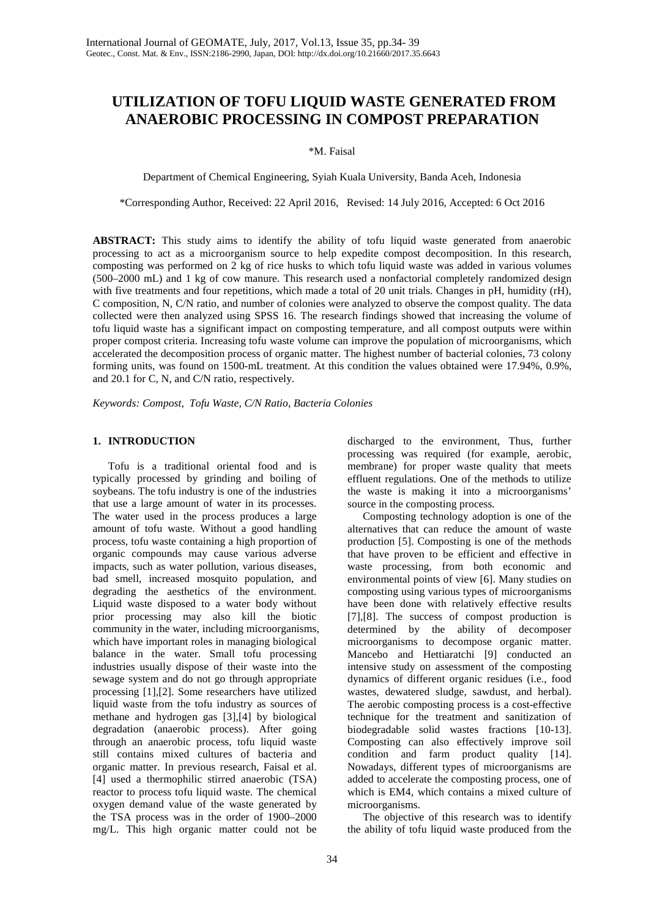# UTILIZATION OF TOFU LIQUID WASTE GENERATED FROM ANAEROBIC PROCESSING IN COMPOST PREPARATION

*M. Faisal

Department of Chemical Engineering, Syiah Kuala University, Banda Aceh, Indonesia

*Corresponding Author, Received: 22 April 2016, Revised: 14 July 2016, Accepted: 6 Oct 2016

**ABSTRACT:** This study aims to identify the ability of tofu liquid waste generated from anaerobic processing to act as a microorganism source to help expedite compost decomposition. In this research, composting was performed on 2 kg of rice husks to which tofu liquid waste was added in various volumes (500–2000 mL) and 1 kg of cow manure. This research used a nonfactorial completely randomized design with five treatments and four repetitions, which made a total of 20 unit trials. Changes in pH, humidity (rH), C composition, N, C/N ratio, and number of colonies were analyzed to observe the compost quality. The data collected were then analyzed using SPSS 16. The research findings showed that increasing the volume of tofu liquid waste has a significant impact on composting temperature, and all compost outputs were within proper compost criteria. Increasing tofu waste volume can improve the population of microorganisms, which accelerated the decomposition process of organic matter. The highest number of bacterial colonies, 73 colony forming units, was found on 1500-mL treatment. At this condition the values obtained were 17.94%, 0.9%, and 20.1 for C, N, and C/N ratio, respectively.

*Keywords: Compost, Tofu Waste, C/N Ratio, Bacteria Colonies*

## 1. INTRODUCTION

Tofu is a traditional oriental food and is typically processed by grinding and boiling of soybeans. The tofu industry is one of the industries that use a large amount of water in its processes. The water used in the process produces a large amount of tofu waste. Without a good handling process, tofu waste containing a high proportion of organic compounds may cause various adverse impacts, such as water pollution, various diseases, bad smell, increased mosquito population, and degrading the aesthetics of the environment. Liquid waste disposed to a water body without prior processing may also kill the biotic community in the water, including microorganisms, which have important roles in managing biological balance in the water. Small tofu processing industries usually dispose of their waste into the sewage system and do not go through appropriate processing [1],[2]. Some researchers have utilized liquid waste from the tofu industry as sources of methane and hydrogen gas [3],[4] by biological degradation (anaerobic process). After going through an anaerobic process, tofu liquid waste still contains mixed cultures of bacteria and organic matter. In previous research, Faisal et al. [4] used a thermophilic stirred anaerobic (TSA) reactor to process tofu liquid waste. The chemical oxygen demand value of the waste generated by the TSA process was in the order of 1900–2000 mg/L. This high organic matter could not be discharged to the environment, Thus, further processing was required (for example, aerobic, membrane) for proper waste quality that meets effluent regulations. One of the methods to utilize the waste is making it into a microorganisms' source in the composting process.

Composting technology adoption is one of the alternatives that can reduce the amount of waste production [5]. Composting is one of the methods that have proven to be efficient and effective in waste processing, from both economic and environmental points of view [6]. Many studies on composting using various types of microorganisms have been done with relatively effective results [7],[8]. The success of compost production is determined by the ability of decomposer microorganisms to decompose organic matter. Mancebo and Hettiaratchi [9] conducted an intensive study on assessment of the composting dynamics of different organic residues (i.e., food wastes, dewatered sludge, sawdust, and herbal). The aerobic composting process is a cost-effective technique for the treatment and sanitization of biodegradable solid wastes fractions [10-13]. Composting can also effectively improve soil condition and farm product quality [14]. Nowadays, different types of microorganisms are added to accelerate the composting process, one of which is EM4, which contains a mixed culture of microorganisms.

The objective of this research was to identify the ability of tofu liquid waste produced from the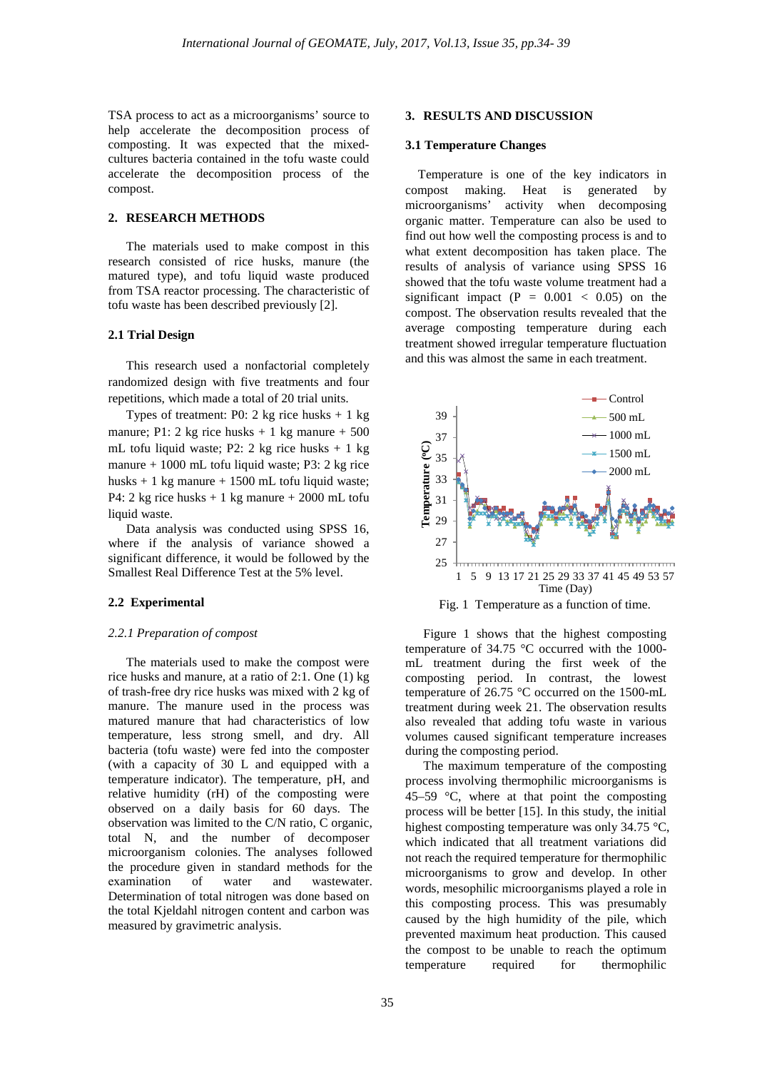TSA process to act as a microorganisms' source to help accelerate the decomposition process of composting. It was expected that the mixed-cultures bacteria contained in the tofu waste could accelerate the decomposition process of the compost.

## 2. RESEARCH METHODS

The materials used to make compost in this research consisted of rice husks, manure (the matured type), and tofu liquid waste produced from TSA reactor processing. The characteristic of tofu waste has been described previously [2].

### 2.1 Trial Design

This research used a nonfactorial completely randomized design with five treatments and four repetitions, which made a total of 20 trial units.

Types of treatment: P0: 2 kg rice husks + 1 kg manure; P1: 2 kg rice husks + 1 kg manure + 500 mL tofu liquid waste; P2: 2 kg rice husks + 1 kg manure + 1000 mL tofu liquid waste; P3: 2 kg rice husks + 1 kg manure + 1500 mL tofu liquid waste; P4: 2 kg rice husks + 1 kg manure + 2000 mL tofu liquid waste.

Data analysis was conducted using SPSS 16, where if the analysis of variance showed a significant difference, it would be followed by the Smallest Real Difference Test at the 5% level.

### 2.2 Experimental

#### *2.2.1 Preparation of compost*

The materials used to make the compost were rice husks and manure, at a ratio of 2:1. One (1) kg of trash-free dry rice husks was mixed with 2 kg of manure. The manure used in the process was matured manure that had characteristics of low temperature, less strong smell, and dry. All bacteria (tofu waste) were fed into the composter (with a capacity of 30 L and equipped with a temperature indicator). The temperature, pH, and relative humidity (rH) of the composting were observed on a daily basis for 60 days. The observation was limited to the C/N ratio, C organic, total N, and the number of decomposer microorganism colonies. The analyses followed the procedure given in standard methods for the examination of water and wastewater. Determination of total nitrogen was done based on the total Kjeldahl nitrogen content and carbon was measured by gravimetric analysis.

## 3. RESULTS AND DISCUSSION

### 3.1 Temperature Changes

Temperature is one of the key indicators in compost making. Heat is generated by microorganisms' activity when decomposing organic matter. Temperature can also be used to find out how well the composting process is and to what extent decomposition has taken place. The results of analysis of variance using SPSS 16 showed that the tofu waste volume treatment had a significant impact ($P = 0.001 < 0.05$) on the compost. The observation results revealed that the average composting temperature during each treatment showed irregular temperature fluctuation and this was almost the same in each treatment.

Fig. 1 Temperature as a function of time.

Figure 1 shows that the highest composting temperature of 34.75 °C occurred with the 1000-mL treatment during the first week of the composting period. In contrast, the lowest temperature of 26.75 °C occurred on the 1500-mL treatment during week 21. The observation results also revealed that adding tofu waste in various volumes caused significant temperature increases during the composting period.

The maximum temperature of the composting process involving thermophilic microorganisms is 45–59 °C, where at that point the composting process will be better [15]. In this study, the initial highest composting temperature was only 34.75 °C, which indicated that all treatment variations did not reach the required temperature for thermophilic microorganisms to grow and develop. In other words, mesophilic microorganisms played a role in this composting process. This was presumably caused by the high humidity of the pile, which prevented maximum heat production. This caused the compost to be unable to reach the optimum temperature required for thermophilic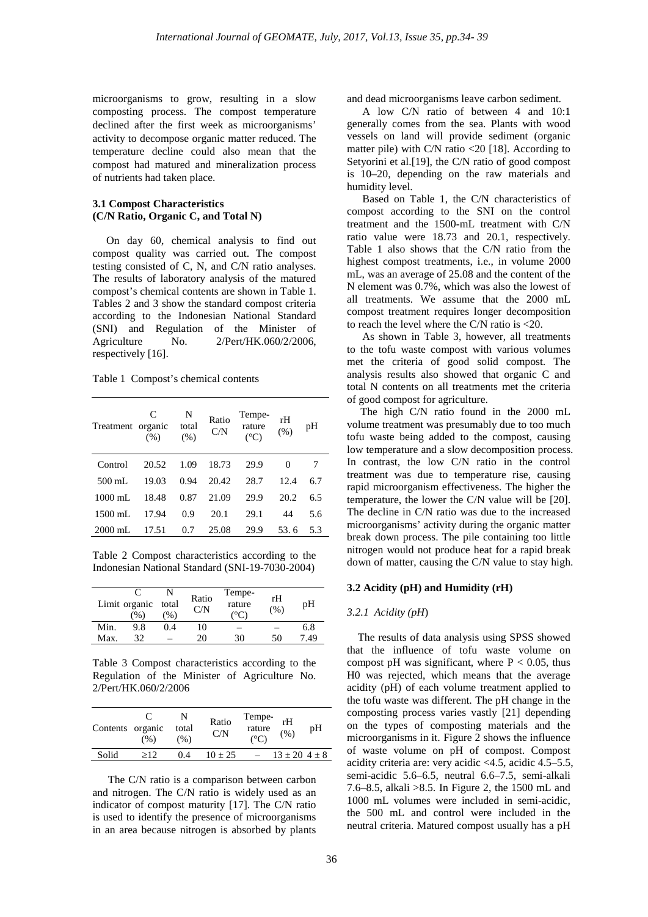microorganisms to grow, resulting in a slow composting process. The compost temperature declined after the first week as microorganisms' activity to decompose organic matter reduced. The temperature decline could also mean that the compost had matured and mineralization process of nutrients had taken place.

### 3.1 Compost Characteristics (C/N Ratio, Organic C, and Total N)

On day 60, chemical analysis to find out compost quality was carried out. The compost testing consisted of C, N, and C/N ratio analyses. The results of laboratory analysis of the matured compost's chemical contents are shown in Table 1. Tables 2 and 3 show the standard compost criteria according to the Indonesian National Standard (SNI) and Regulation of the Minister of Agriculture No. 2/Pert/HK.060/2/2006, respectively [16].

Table 1 Compost's chemical contents

| Treatment | C organic (%) | N total (%) | Ratio C/N | Temperature (°C) | rH (%) | pH |
|---|---|---|---|---|---|---|
| Control | 20.52 | 1.09 | 18.73 | 29.9 | 0 | 7 |
| 500 mL | 19.03 | 0.94 | 20.42 | 28.7 | 12.4 | 6.7 |
| 1000 mL | 18.48 | 0.87 | 21.09 | 29.9 | 20.2 | 6.5 |
| 1500 mL | 17.94 | 0.9 | 20.1 | 29.1 | 44 | 5.6 |
| 2000 mL | 17.51 | 0.7 | 25.08 | 29.9 | 53. 6 | 5.3 |

Table 2 Compost characteristics according to the Indonesian National Standard (SNI-19-7030-2004)

| Limit | C organic (%) | N total (%) | Ratio C/N | Temperature (°C) | rH (%) | pH |
|---|---|---|---|---|---|---|
| Min. | 9.8 | 0.4 | 10 | – | – | 6.8 |
| Max. | 32 | – | 20 | 30 | 50 | 7.49 |

Table 3 Compost characteristics according to the Regulation of the Minister of Agriculture No. 2/Pert/HK.060/2/2006

| Contents | C organic (%) | N total (%) | Ratio C/N | Temperature (°C) | rH (%) | pH |
|---|---|---|---|---|---|---|
| Solid | ≥12 | 0.4 | 10 ± 25 | – | 13 ± 20 | 4 ± 8 |

The C/N ratio is a comparison between carbon and nitrogen. The C/N ratio is widely used as an indicator of compost maturity [17]. The C/N ratio is used to identify the presence of microorganisms in an area because nitrogen is absorbed by plants and dead microorganisms leave carbon sediment.

A low C/N ratio of between 4 and 10:1 generally comes from the sea. Plants with wood vessels on land will provide sediment (organic matter pile) with C/N ratio <20 [18]. According to Setyorini et al.[19], the C/N ratio of good compost is 10–20, depending on the raw materials and humidity level.

Based on Table 1, the C/N characteristics of compost according to the SNI on the control treatment and the 1500-mL treatment with C/N ratio value were 18.73 and 20.1, respectively. Table 1 also shows that the C/N ratio from the highest compost treatments, i.e., in volume 2000 mL, was an average of 25.08 and the content of the N element was 0.7%, which was also the lowest of all treatments. We assume that the 2000 mL compost treatment requires longer decomposition to reach the level where the C/N ratio is <20.

As shown in Table 3, however, all treatments to the tofu waste compost with various volumes met the criteria of good solid compost. The analysis results also showed that organic C and total N contents on all treatments met the criteria of good compost for agriculture.

The high C/N ratio found in the 2000 mL volume treatment was presumably due to too much tofu waste being added to the compost, causing low temperature and a slow decomposition process. In contrast, the low C/N ratio in the control treatment was due to temperature rise, causing rapid microorganism effectiveness. The higher the temperature, the lower the C/N value will be [20]. The decline in C/N ratio was due to the increased microorganisms' activity during the organic matter break down process. The pile containing too little nitrogen would not produce heat for a rapid break down of matter, causing the C/N value to stay high.

### 3.2 Acidity (pH) and Humidity (rH)

#### *3.2.1 Acidity (pH)*

The results of data analysis using SPSS showed that the influence of tofu waste volume on compost pH was significant, where $P < 0.05$, thus H0 was rejected, which means that the average acidity (pH) of each volume treatment applied to the tofu waste was different. The pH change in the composting process varies vastly [21] depending on the types of composting materials and the microorganisms in it. Figure 2 shows the influence of waste volume on pH of compost. Compost acidity criteria are: very acidic <4.5, acidic 4.5–5.5, semi-acidic 5.6–6.5, neutral 6.6–7.5, semi-alkali 7.6–8.5, alkali >8.5. In Figure 2, the 1500 mL and 1000 mL volumes were included in semi-acidic, the 500 mL and control were included in the neutral criteria. Matured compost usually has a pH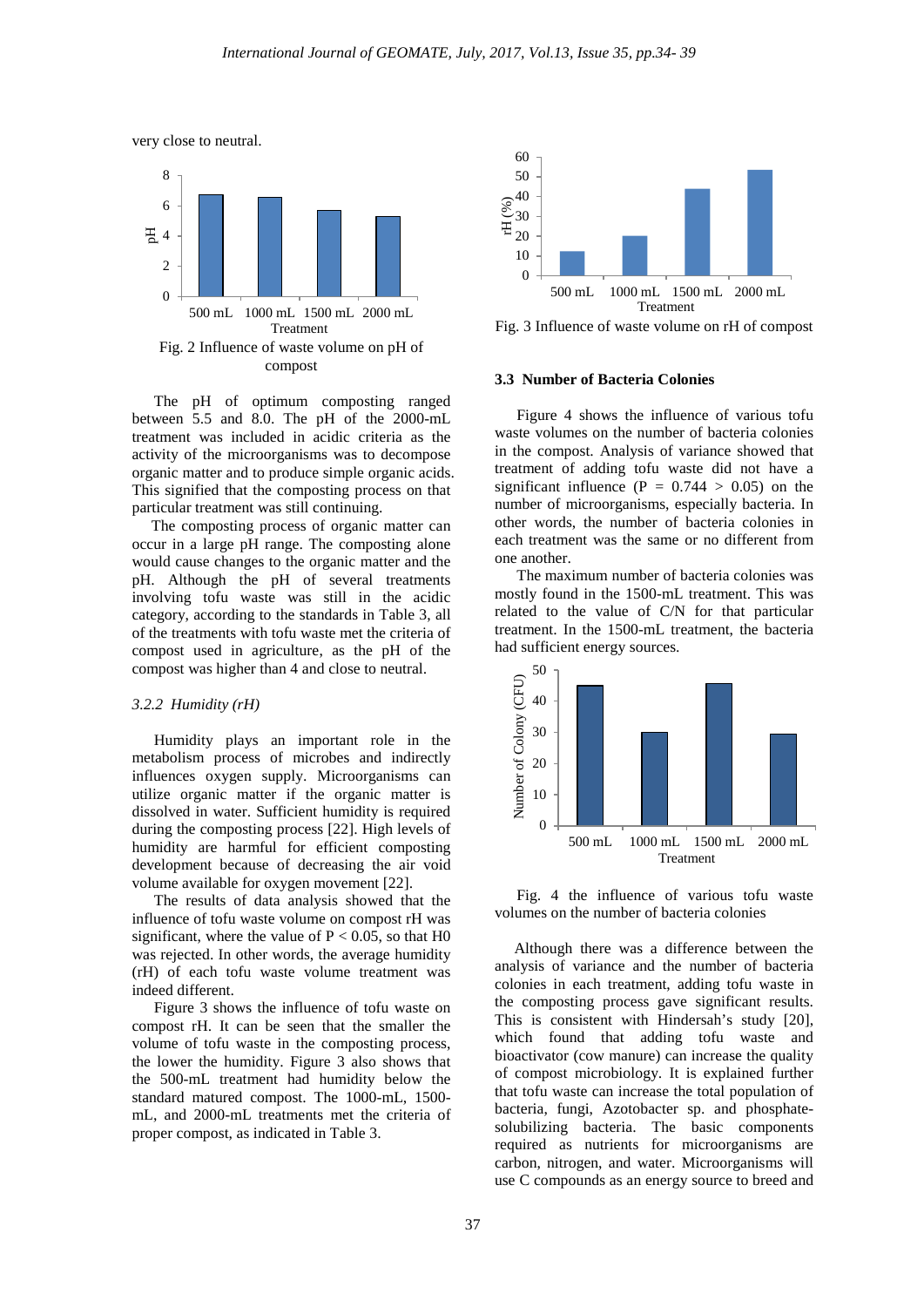very close to neutral.

Fig. 2 Influence of waste volume on pH of compost

The pH of optimum composting ranged between 5.5 and 8.0. The pH of the 2000-mL treatment was included in acidic criteria as the activity of the microorganisms was to decompose organic matter and to produce simple organic acids. This signified that the composting process on that particular treatment was still continuing.

The composting process of organic matter can occur in a large pH range. The composting alone would cause changes to the organic matter and the pH. Although the pH of several treatments involving tofu waste was still in the acidic category, according to the standards in Table 3, all of the treatments with tofu waste met the criteria of compost used in agriculture, as the pH of the compost was higher than 4 and close to neutral.

### 3.2.2 *Humidity (rH)*

Humidity plays an important role in the metabolism process of microbes and indirectly influences oxygen supply. Microorganisms can utilize organic matter if the organic matter is dissolved in water. Sufficient humidity is required during the composting process [22]. High levels of humidity are harmful for efficient composting development because of decreasing the air void volume available for oxygen movement [22].

The results of data analysis showed that the influence of tofu waste volume on compost rH was significant, where the value of $P < 0.05$, so that H0 was rejected. In other words, the average humidity (rH) of each tofu waste volume treatment was indeed different.

Figure 3 shows the influence of tofu waste on compost rH. It can be seen that the smaller the volume of tofu waste in the composting process, the lower the humidity. Figure 3 also shows that the 500-mL treatment had humidity below the standard matured compost. The 1000-mL, 1500-mL, and 2000-mL treatments met the criteria of proper compost, as indicated in Table 3.

Fig. 3 Influence of waste volume on rH of compost

### 3.3 Number of Bacteria Colonies

Figure 4 shows the influence of various tofu waste volumes on the number of bacteria colonies in the compost. Analysis of variance showed that treatment of adding tofu waste did not have a significant influence ($P = 0.744 > 0.05$) on the number of microorganisms, especially bacteria. In other words, the number of bacteria colonies in each treatment was the same or no different from one another.

The maximum number of bacteria colonies was mostly found in the 1500-mL treatment. This was related to the value of C/N for that particular treatment. In the 1500-mL treatment, the bacteria had sufficient energy sources.

Fig. 4 the influence of various tofu waste volumes on the number of bacteria colonies

Although there was a difference between the analysis of variance and the number of bacteria colonies in each treatment, adding tofu waste in the composting process gave significant results. This is consistent with Hindersah's study [20], which found that adding tofu waste and bioactivator (cow manure) can increase the quality of compost microbiology. It is explained further that tofu waste can increase the total population of bacteria, fungi, Azotobacter sp. and phosphate-solubilizing bacteria. The basic components required as nutrients for microorganisms are carbon, nitrogen, and water. Microorganisms will use C compounds as an energy source to breed and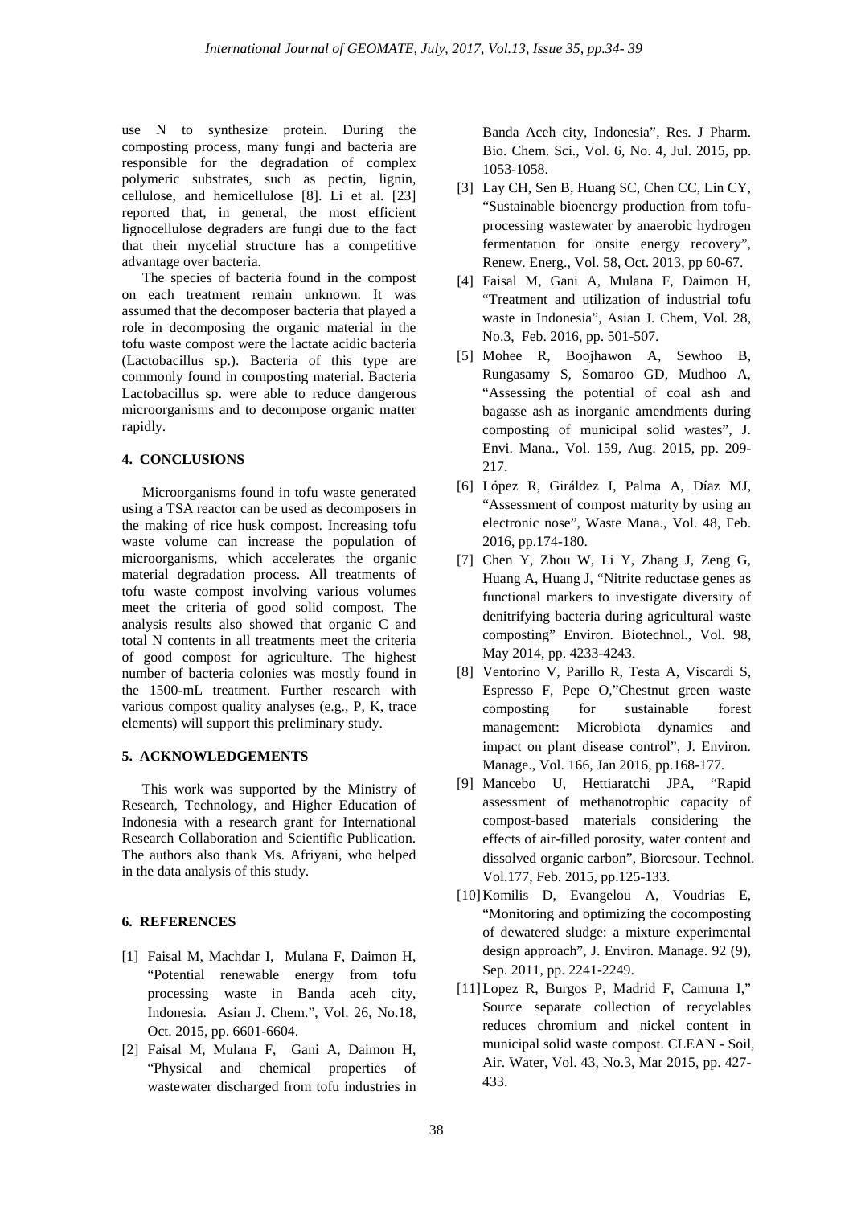use N to synthesize protein. During the composting process, many fungi and bacteria are responsible for the degradation of complex polymeric substrates, such as pectin, lignin, cellulose, and hemicellulose [8]. Li et al. [23] reported that, in general, the most efficient lignocellulose degraders are fungi due to the fact that their mycelial structure has a competitive advantage over bacteria.

The species of bacteria found in the compost on each treatment remain unknown. It was assumed that the decomposer bacteria that played a role in decomposing the organic material in the tofu waste compost were the lactate acidic bacteria (Lactobacillus sp.). Bacteria of this type are commonly found in composting material. Bacteria Lactobacillus sp. were able to reduce dangerous microorganisms and to decompose organic matter rapidly.

## 4. CONCLUSIONS

Microorganisms found in tofu waste generated using a TSA reactor can be used as decomposers in the making of rice husk compost. Increasing tofu waste volume can increase the population of microorganisms, which accelerates the organic material degradation process. All treatments of tofu waste compost involving various volumes meet the criteria of good solid compost. The analysis results also showed that organic C and total N contents in all treatments meet the criteria of good compost for agriculture. The highest number of bacteria colonies was mostly found in the 1500-mL treatment. Further research with various compost quality analyses (e.g., P, K, trace elements) will support this preliminary study.

## 5. ACKNOWLEDGEMENTS

This work was supported by the Ministry of Research, Technology, and Higher Education of Indonesia with a research grant for International Research Collaboration and Scientific Publication. The authors also thank Ms. Afriyani, who helped in the data analysis of this study.

## 6. REFERENCES

[1] Faisal M, Machdar I, Mulana F, Daimon H, "Potential renewable energy from tofu processing waste in Banda aceh city, Indonesia. Asian J. Chem.", Vol. 26, No.18, Oct. 2015, pp. 6601-6604.

[2] Faisal M, Mulana F, Gani A, Daimon H, "Physical and chemical properties of wastewater discharged from tofu industries in Banda Aceh city, Indonesia", Res. J Pharm. Bio. Chem. Sci., Vol. 6, No. 4, Jul. 2015, pp. 1053-1058.

[3] Lay CH, Sen B, Huang SC, Chen CC, Lin CY, "Sustainable bioenergy production from tofu-processing wastewater by anaerobic hydrogen fermentation for onsite energy recovery", Renew. Energ., Vol. 58, Oct. 2013, pp 60-67.

[4] Faisal M, Gani A, Mulana F, Daimon H, "Treatment and utilization of industrial tofu waste in Indonesia", Asian J. Chem, Vol. 28, No.3, Feb. 2016, pp. 501-507.

[5] Mohee R, Boojhawon A, Sewhoo B, Rungasamy S, Somaroo GD, Mudhoo A, "Assessing the potential of coal ash and bagasse ash as inorganic amendments during composting of municipal solid wastes", J. Envi. Mana., Vol. 159, Aug. 2015, pp. 209-217.

[6] López R, Giráldez I, Palma A, Díaz MJ, "Assessment of compost maturity by using an electronic nose", Waste Mana., Vol. 48, Feb. 2016, pp.174-180.

[7] Chen Y, Zhou W, Li Y, Zhang J, Zeng G, Huang A, Huang J, "Nitrite reductase genes as functional markers to investigate diversity of denitrifying bacteria during agricultural waste composting" Environ. Biotechnol., Vol. 98, May 2014, pp. 4233-4243.

[8] Ventorino V, Parillo R, Testa A, Viscardi S, Espresso F, Pepe O,"Chestnut green waste composting for sustainable forest management: Microbiota dynamics and impact on plant disease control", J. Environ. Manage., Vol. 166, Jan 2016, pp.168-177.

[9] Mancebo U, Hettiaratchi JPA, "Rapid assessment of methanotrophic capacity of compost-based materials considering the effects of air-filled porosity, water content and dissolved organic carbon", Bioresour. Technol. Vol.177, Feb. 2015, pp.125-133.

[10] Komilis D, Evangelou A, Voudrias E, "Monitoring and optimizing the cocomposting of dewatered sludge: a mixture experimental design approach", J. Environ. Manage. 92 (9), Sep. 2011, pp. 2241-2249.

[11] Lopez R, Burgos P, Madrid F, Camuna I," Source separate collection of recyclables reduces chromium and nickel content in municipal solid waste compost. CLEAN - Soil, Air. Water, Vol. 43, No.3, Mar 2015, pp. 427-433.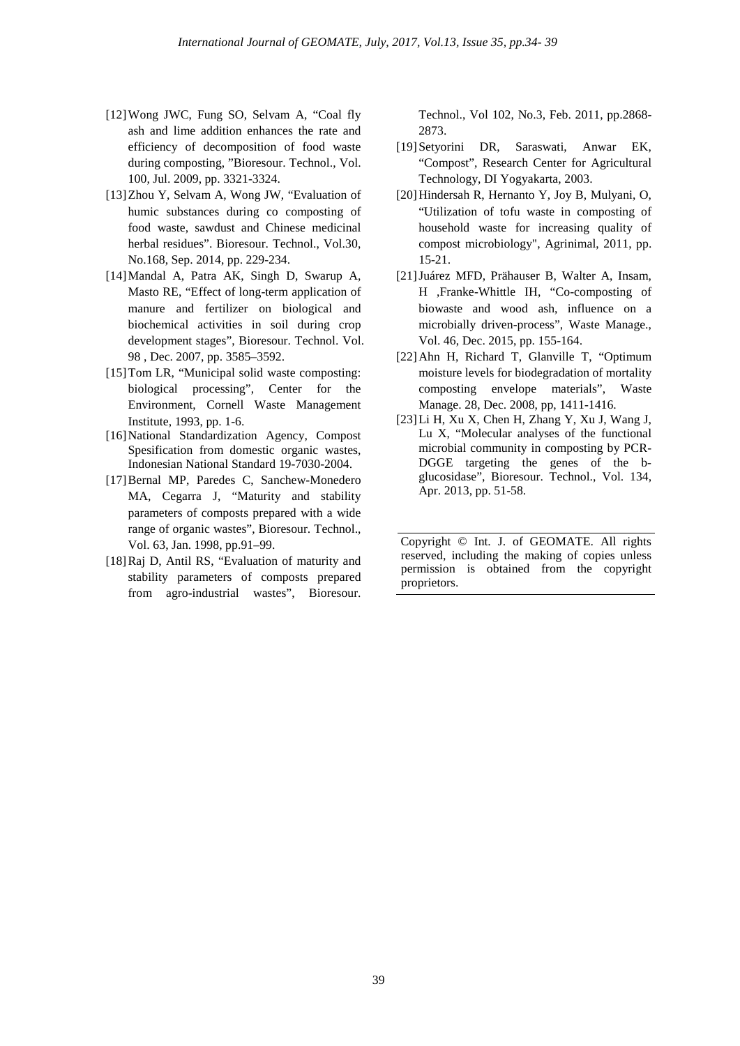[12] Wong JWC, Fung SO, Selvam A, "Coal fly ash and lime addition enhances the rate and efficiency of decomposition of food waste during composting, "Bioresour. Technol., Vol. 100, Jul. 2009, pp. 3321-3324.

[13] Zhou Y, Selvam A, Wong JW, "Evaluation of humic substances during co composting of food waste, sawdust and Chinese medicinal herbal residues". Bioresour. Technol., Vol.30, No.168, Sep. 2014, pp. 229-234.

[14] Mandal A, Patra AK, Singh D, Swarup A, Masto RE, "Effect of long-term application of manure and fertilizer on biological and biochemical activities in soil during crop development stages", Bioresour. Technol. Vol. 98 , Dec. 2007, pp. 3585–3592.

[15] Tom LR, "Municipal solid waste composting: biological processing", Center for the Environment, Cornell Waste Management Institute, 1993, pp. 1-6.

[16] National Standardization Agency, Compost Spesification from domestic organic wastes, Indonesian National Standard 19-7030-2004.

[17] Bernal MP, Paredes C, Sanchew-Monedero MA, Cegarra J, "Maturity and stability parameters of composts prepared with a wide range of organic wastes", Bioresour. Technol., Vol. 63, Jan. 1998, pp.91–99.

[18] Raj D, Antil RS, "Evaluation of maturity and stability parameters of composts prepared from agro-industrial wastes", Bioresour. Technol., Vol 102, No.3, Feb. 2011, pp.2868-2873.

[19] Setyorini DR, Saraswati, Anwar EK, "Compost", Research Center for Agricultural Technology, DI Yogyakarta, 2003.

[20] Hindersah R, Hernanto Y, Joy B, Mulyani, O, "Utilization of tofu waste in composting of household waste for increasing quality of compost microbiology", Agrinimal, 2011, pp. 15-21.

[21] Juárez MFD, Prähauser B, Walter A, Insam, H ,Franke-Whittle IH, "Co-composting of biowaste and wood ash, influence on a microbially driven-process", Waste Manage., Vol. 46, Dec. 2015, pp. 155-164.

[22] Ahn H, Richard T, Glanville T, "Optimum moisture levels for biodegradation of mortality composting envelope materials", Waste Manage. 28, Dec. 2008, pp, 1411-1416.

[23] Li H, Xu X, Chen H, Zhang Y, Xu J, Wang J, Lu X, "Molecular analyses of the functional microbial community in composting by PCR-DGGE targeting the genes of the b-glucosidase", Bioresour. Technol., Vol. 134, Apr. 2013, pp. 51-58.

---

Copyright © Int. J. of GEOMATE. All rights reserved, including the making of copies unless permission is obtained from the copyright proprietors.